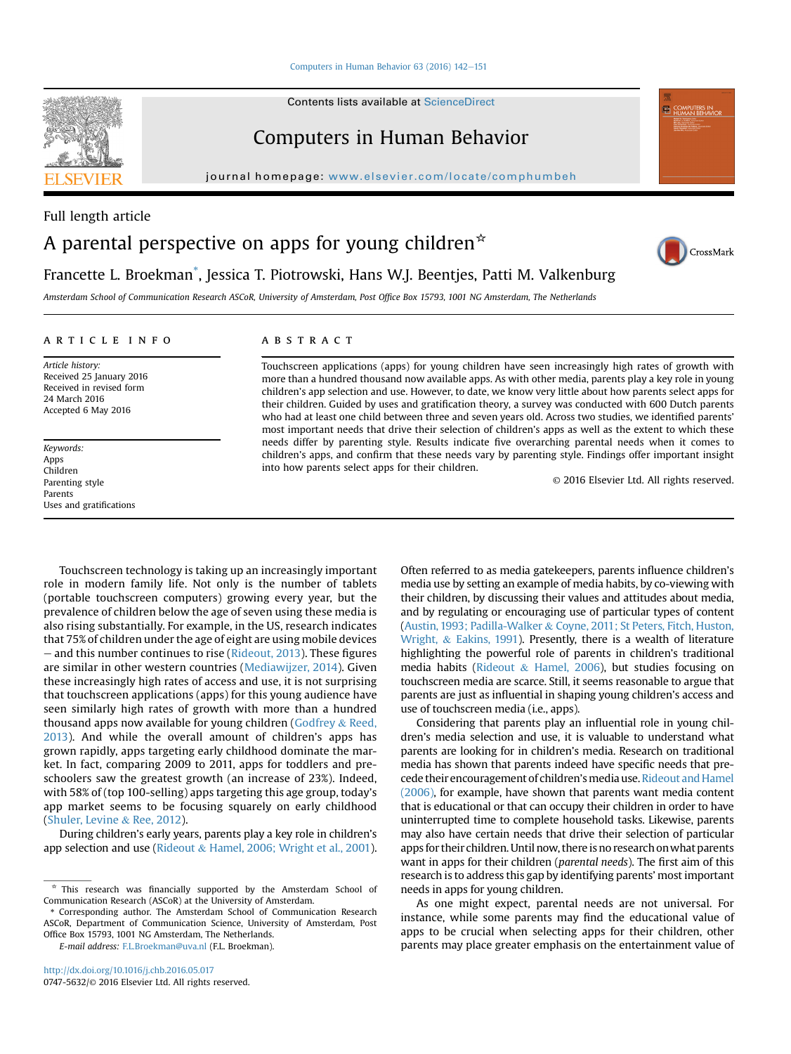Full length article

# A parental perspective on apps for young children☆

Francette L. Broekman*, Jessica T. Piotrowski, Hans W.J. Beentjes, Patti M. Valkenburg

*Amsterdam School of Communication Research ASCoR, University of Amsterdam, Post Office Box 15793, 1001 NG Amsterdam, The Netherlands*

## ARTICLE INFO

*Article history:*
Received 25 January 2016
Received in revised form
24 March 2016
Accepted 6 May 2016

*Keywords:*
Apps
Children
Parenting style
Parents
Uses and gratifications

## ABSTRACT

Touchscreen applications (apps) for young children have seen increasingly high rates of growth with more than a hundred thousand now available apps. As with other media, parents play a key role in young children's app selection and use. However, to date, we know very little about how parents select apps for their children. Guided by uses and gratification theory, a survey was conducted with 600 Dutch parents who had at least one child between three and seven years old. Across two studies, we identified parents' most important needs that drive their selection of children's apps as well as the extent to which these needs differ by parenting style. Results indicate five overarching parental needs when it comes to children's apps, and confirm that these needs vary by parenting style. Findings offer important insight into how parents select apps for their children.

© 2016 Elsevier Ltd. All rights reserved.

Touchscreen technology is taking up an increasingly important role in modern family life. Not only is the number of tablets (portable touchscreen computers) growing every year, but the prevalence of children below the age of seven using these media is also rising substantially. For example, in the US, research indicates that 75% of children under the age of eight are using mobile devices – and this number continues to rise (Rideout, 2013). These figures are similar in other western countries (Mediawijzer, 2014). Given these increasingly high rates of access and use, it is not surprising that touchscreen applications (apps) for this young audience have seen similarly high rates of growth with more than a hundred thousand apps now available for young children (Godfrey & Reed, 2013). And while the overall amount of children's apps has grown rapidly, apps targeting early childhood dominate the market. In fact, comparing 2009 to 2011, apps for toddlers and preschoolers saw the greatest growth (an increase of 23%). Indeed, with 58% of (top 100-selling) apps targeting this age group, today's app market seems to be focusing squarely on early childhood (Shuler, Levine & Ree, 2012).

During children's early years, parents play a key role in children's app selection and use (Rideout & Hamel, 2006; Wright et al., 2001). Often referred to as media gatekeepers, parents influence children's media use by setting an example of media habits, by co-viewing with their children, by discussing their values and attitudes about media, and by regulating or encouraging use of particular types of content (Austin, 1993; Padilla-Walker & Coyne, 2011; St Peters, Fitch, Huston, Wright, & Eakins, 1991). Presently, there is a wealth of literature highlighting the powerful role of parents in children's traditional media habits (Rideout & Hamel, 2006), but studies focusing on touchscreen media are scarce. Still, it seems reasonable to argue that parents are just as influential in shaping young children's access and use of touchscreen media (i.e., apps).

Considering that parents play an influential role in young children's media selection and use, it is valuable to understand what parents are looking for in children's media. Research on traditional media has shown that parents indeed have specific needs that precede their encouragement of children's media use. Rideout and Hamel (2006), for example, have shown that parents want media content that is educational or that can occupy their children in order to have uninterrupted time to complete household tasks. Likewise, parents may also have certain needs that drive their selection of particular apps for their children. Until now, there is no research on what parents want in apps for their children (*parental needs*). The first aim of this research is to address this gap by identifying parents' most important needs in apps for young children.

As one might expect, parental needs are not universal. For instance, while some parents may find the educational value of apps to be crucial when selecting apps for their children, other parents may place greater emphasis on the entertainment value of

---

☆ This research was financially supported by the Amsterdam School of Communication Research (ASCoR) at the University of Amsterdam.

\* Corresponding author. The Amsterdam School of Communication Research ASCoR, Department of Communication Science, University of Amsterdam, Post Office Box 15793, 1001 NG Amsterdam, The Netherlands.

E-mail address: F.L.Broekman@uva.nl (F.L. Broekman).

http://dx.doi.org/10.1016/j.chb.2016.05.017
0747-5632/© 2016 Elsevier Ltd. All rights reserved.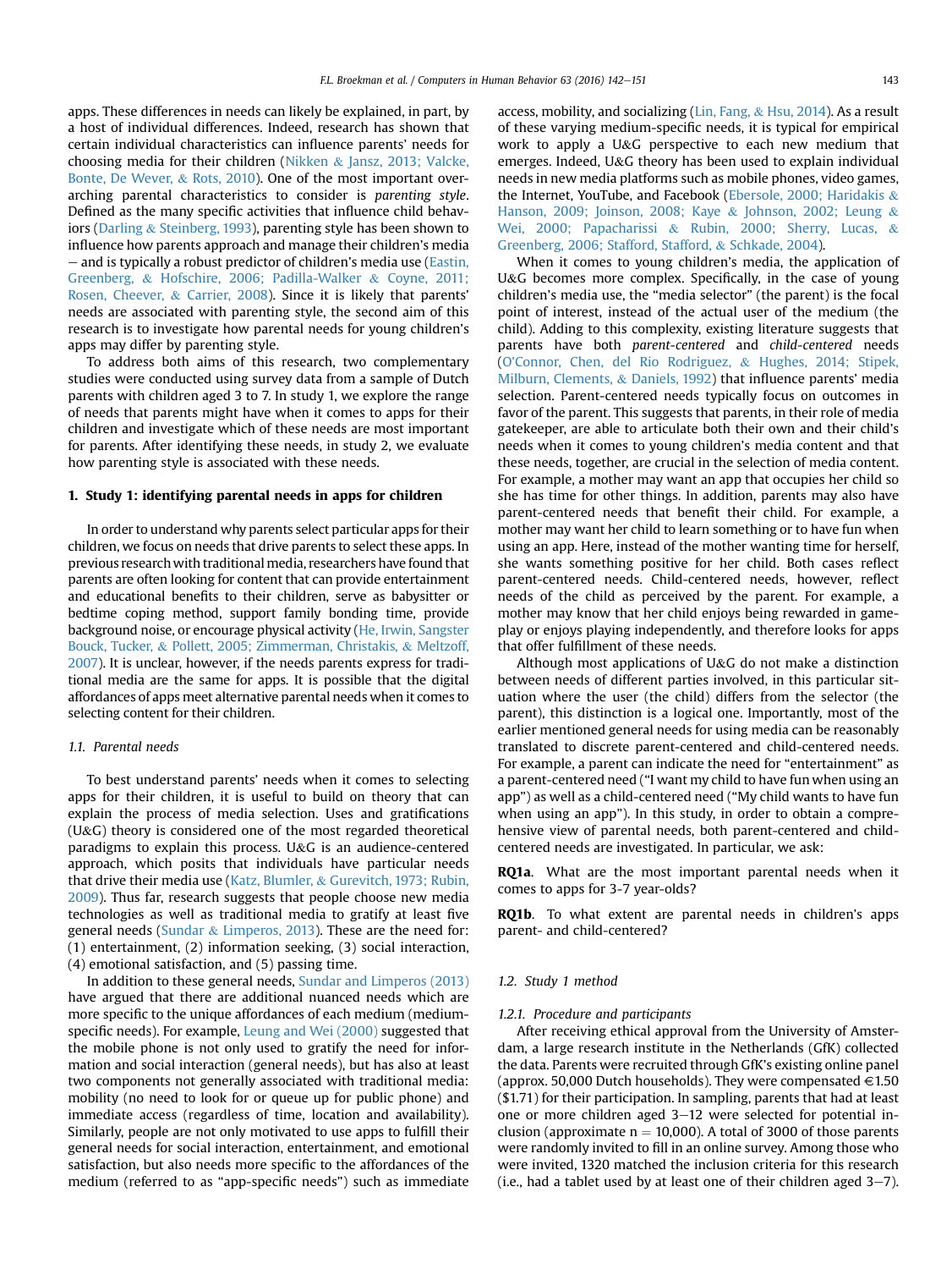apps. These differences in needs can likely be explained, in part, by a host of individual differences. Indeed, research has shown that certain individual characteristics can influence parents' needs for choosing media for their children (Nikken & Jansz, 2013; Valcke, Bonte, De Wever, & Rots, 2010). One of the most important overarching parental characteristics to consider is *parenting style*. Defined as the many specific activities that influence child behaviors (Darling & Steinberg, 1993), parenting style has been shown to influence how parents approach and manage their children's media – and is typically a robust predictor of children's media use (Eastin, Greenberg, & Hofschire, 2006; Padilla-Walker & Coyne, 2011; Rosen, Cheever, & Carrier, 2008). Since it is likely that parents' needs are associated with parenting style, the second aim of this research is to investigate how parental needs for young children's apps may differ by parenting style.

To address both aims of this research, two complementary studies were conducted using survey data from a sample of Dutch parents with children aged 3 to 7. In study 1, we explore the range of needs that parents might have when it comes to apps for their children and investigate which of these needs are most important for parents. After identifying these needs, in study 2, we evaluate how parenting style is associated with these needs.

## 1. Study 1: identifying parental needs in apps for children

In order to understand why parents select particular apps for their children, we focus on needs that drive parents to select these apps. In previous research with traditional media, researchers have found that parents are often looking for content that can provide entertainment and educational benefits to their children, serve as babysitter or bedtime coping method, support family bonding time, provide background noise, or encourage physical activity (He, Irwin, Sangster Bouck, Tucker, & Pollett, 2005; Zimmerman, Christakis, & Meltzoff, 2007). It is unclear, however, if the needs parents express for traditional media are the same for apps. It is possible that the digital affordances of apps meet alternative parental needs when it comes to selecting content for their children.

### 1.1. Parental needs

To best understand parents' needs when it comes to selecting apps for their children, it is useful to build on theory that can explain the process of media selection. Uses and gratifications (U&G) theory is considered one of the most regarded theoretical paradigms to explain this process. U&G is an audience-centered approach, which posits that individuals have particular needs that drive their media use (Katz, Blumler, & Gurevitch, 1973; Rubin, 2009). Thus far, research suggests that people choose new media technologies as well as traditional media to gratify at least five general needs (Sundar & Limperos, 2013). These are the need for: (1) entertainment, (2) information seeking, (3) social interaction, (4) emotional satisfaction, and (5) passing time.

In addition to these general needs, Sundar and Limperos (2013) have argued that there are additional nuanced needs which are more specific to the unique affordances of each medium (medium-specific needs). For example, Leung and Wei (2000) suggested that the mobile phone is not only used to gratify the need for information and social interaction (general needs), but has also at least two components not generally associated with traditional media: mobility (no need to look for or queue up for public phone) and immediate access (regardless of time, location and availability). Similarly, people are not only motivated to use apps to fulfill their general needs for social interaction, entertainment, and emotional satisfaction, but also needs more specific to the affordances of the medium (referred to as "app-specific needs") such as immediate access, mobility, and socializing (Lin, Fang, & Hsu, 2014). As a result of these varying medium-specific needs, it is typical for empirical work to apply a U&G perspective to each new medium that emerges. Indeed, U&G theory has been used to explain individual needs in new media platforms such as mobile phones, video games, the Internet, YouTube, and Facebook (Ebersole, 2000; Haridakis & Hanson, 2009; Joinson, 2008; Kaye & Johnson, 2002; Leung & Wei, 2000; Papacharissi & Rubin, 2000; Sherry, Lucas, & Greenberg, 2006; Stafford, Stafford, & Schkade, 2004).

When it comes to young children's media, the application of U&G becomes more complex. Specifically, in the case of young children's media use, the "media selector" (the parent) is the focal point of interest, instead of the actual user of the medium (the child). Adding to this complexity, existing literature suggests that parents have both *parent-centered* and *child-centered* needs (O'Connor, Chen, del Rio Rodriguez, & Hughes, 2014; Stipek, Milburn, Clements, & Daniels, 1992) that influence parents' media selection. Parent-centered needs typically focus on outcomes in favor of the parent. This suggests that parents, in their role of media gatekeeper, are able to articulate both their own and their child's needs when it comes to young children's media content and that these needs, together, are crucial in the selection of media content. For example, a mother may want an app that occupies her child so she has time for other things. In addition, parents may also have parent-centered needs that benefit their child. For example, a mother may want her child to learn something or to have fun when using an app. Here, instead of the mother wanting time for herself, she wants something positive for her child. Both cases reflect parent-centered needs. Child-centered needs, however, reflect needs of the child as perceived by the parent. For example, a mother may know that her child enjoys being rewarded in game-play or enjoys playing independently, and therefore looks for apps that offer fulfillment of these needs.

Although most applications of U&G do not make a distinction between needs of different parties involved, in this particular situation where the user (the child) differs from the selector (the parent), this distinction is a logical one. Importantly, most of the earlier mentioned general needs for using media can be reasonably translated to discrete parent-centered and child-centered needs. For example, a parent can indicate the need for "entertainment" as a parent-centered need ("I want my child to have fun when using an app") as well as a child-centered need ("My child wants to have fun when using an app"). In this study, in order to obtain a comprehensive view of parental needs, both parent-centered and child-centered needs are investigated. In particular, we ask:

**RQ1a**. What are the most important parental needs when it comes to apps for 3-7 year-olds?

**RQ1b**. To what extent are parental needs in children's apps parent- and child-centered?

### 1.2. Study 1 method

#### 1.2.1. Procedure and participants

After receiving ethical approval from the University of Amsterdam, a large research institute in the Netherlands (GfK) collected the data. Parents were recruited through GfK's existing online panel (approx. 50,000 Dutch households). They were compensated €1.50 ($1.71) for their participation. In sampling, parents that had at least one or more children aged 3–12 were selected for potential inclusion (approximate n = 10,000). A total of 3000 of those parents were randomly invited to fill in an online survey. Among those who were invited, 1320 matched the inclusion criteria for this research (i.e., had a tablet used by at least one of their children aged 3–7).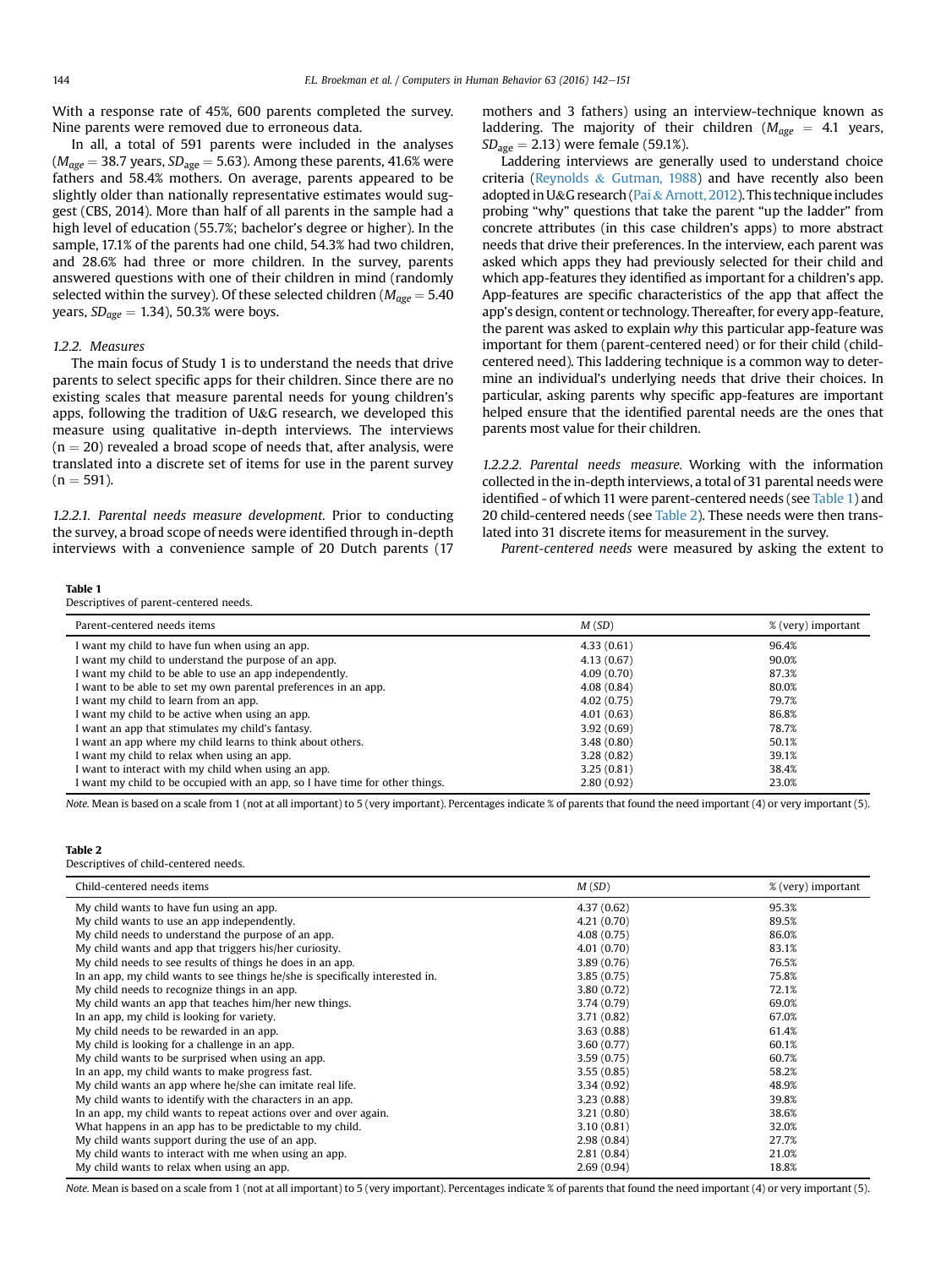With a response rate of 45%, 600 parents completed the survey. Nine parents were removed due to erroneous data.

In all, a total of 591 parents were included in the analyses ($M_{age} = 38.7$ years, $SD_{age} = 5.63$). Among these parents, 41.6% were fathers and 58.4% mothers. On average, parents appeared to be slightly older than nationally representative estimates would suggest (CBS, 2014). More than half of all parents in the sample had a high level of education (55.7%; bachelor's degree or higher). In the sample, 17.1% of the parents had one child, 54.3% had two children, and 28.6% had three or more children. In the survey, parents answered questions with one of their children in mind (randomly selected within the survey). Of these selected children ($M_{age} = 5.40$ years, $SD_{age} = 1.34$), 50.3% were boys.

#### 1.2.2. Measures

The main focus of Study 1 is to understand the needs that drive parents to select specific apps for their children. Since there are no existing scales that measure parental needs for young children's apps, following the tradition of U&G research, we developed this measure using qualitative in-depth interviews. The interviews ($n = 20$) revealed a broad scope of needs that, after analysis, were translated into a discrete set of items for use in the parent survey ($n = 591$).

*1.2.2.1. Parental needs measure development.* Prior to conducting the survey, a broad scope of needs were identified through in-depth interviews with a convenience sample of 20 Dutch parents (17 mothers and 3 fathers) using an interview-technique known as laddering. The majority of their children ($M_{age} = 4.1$ years, $SD_{age} = 2.13$) were female (59.1%).

Laddering interviews are generally used to understand choice criteria (Reynolds & Gutman, 1988) and have recently also been adopted in U&G research (Pai & Arnott, 2012). This technique includes probing "why" questions that take the parent "up the ladder" from concrete attributes (in this case children's apps) to more abstract needs that drive their preferences. In the interview, each parent was asked which apps they had previously selected for their child and which app-features they identified as important for a children's app. App-features are specific characteristics of the app that affect the app's design, content or technology. Thereafter, for every app-feature, the parent was asked to explain *why* this particular app-feature was important for them (parent-centered need) or for their child (child-centered need). This laddering technique is a common way to determine an individual's underlying needs that drive their choices. In particular, asking parents why specific app-features are important helped ensure that the identified parental needs are the ones that parents most value for their children.

*1.2.2.2. Parental needs measure.* Working with the information collected in the in-depth interviews, a total of 31 parental needs were identified - of which 11 were parent-centered needs (see Table 1) and 20 child-centered needs (see Table 2). These needs were then translated into 31 discrete items for measurement in the survey.

*Parent-centered needs* were measured by asking the extent to

**Table 1**
Descriptives of parent-centered needs.

| Parent-centered needs items | M (SD) | % (very) important |
|---|---|---|
| I want my child to have fun when using an app. | 4.33 (0.61) | 96.4% |
| I want my child to understand the purpose of an app. | 4.13 (0.67) | 90.0% |
| I want my child to be able to use an app independently. | 4.09 (0.70) | 87.3% |
| I want to be able to set my own parental preferences in an app. | 4.08 (0.84) | 80.0% |
| I want my child to learn from an app. | 4.02 (0.75) | 79.7% |
| I want my child to be active when using an app. | 4.01 (0.63) | 86.8% |
| I want an app that stimulates my child's fantasy. | 3.92 (0.69) | 78.7% |
| I want an app where my child learns to think about others. | 3.48 (0.80) | 50.1% |
| I want my child to relax when using an app. | 3.28 (0.82) | 39.1% |
| I want to interact with my child when using an app. | 3.25 (0.81) | 38.4% |
| I want my child to be occupied with an app, so I have time for other things. | 2.80 (0.92) | 23.0% |

*Note.* Mean is based on a scale from 1 (not at all important) to 5 (very important). Percentages indicate % of parents that found the need important (4) or very important (5).

**Table 2**
Descriptives of child-centered needs.

| Child-centered needs items | M (SD) | % (very) important |
|---|---|---|
| My child wants to have fun using an app. | 4.37 (0.62) | 95.3% |
| My child wants to use an app independently. | 4.21 (0.70) | 89.5% |
| My child needs to understand the purpose of an app. | 4.08 (0.75) | 86.0% |
| My child wants and app that triggers his/her curiosity. | 4.01 (0.70) | 83.1% |
| My child needs to see results of things he does in an app. | 3.89 (0.76) | 76.5% |
| In an app, my child wants to see things he/she is specifically interested in. | 3.85 (0.75) | 75.8% |
| My child needs to recognize things in an app. | 3.80 (0.72) | 72.1% |
| My child wants an app that teaches him/her new things. | 3.74 (0.79) | 69.0% |
| In an app, my child is looking for variety. | 3.71 (0.82) | 67.0% |
| My child needs to be rewarded in an app. | 3.63 (0.88) | 61.4% |
| My child is looking for a challenge in an app. | 3.60 (0.77) | 60.1% |
| My child wants to be surprised when using an app. | 3.59 (0.75) | 60.7% |
| In an app, my child wants to make progress fast. | 3.55 (0.85) | 58.2% |
| My child wants an app where he/she can imitate real life. | 3.34 (0.92) | 48.9% |
| My child wants to identify with the characters in an app. | 3.23 (0.88) | 39.8% |
| In an app, my child wants to repeat actions over and over again. | 3.21 (0.80) | 38.6% |
| What happens in an app has to be predictable to my child. | 3.10 (0.81) | 32.0% |
| My child wants support during the use of an app. | 2.98 (0.84) | 27.7% |
| My child wants to interact with me when using an app. | 2.81 (0.84) | 21.0% |
| My child wants to relax when using an app. | 2.69 (0.94) | 18.8% |

*Note.* Mean is based on a scale from 1 (not at all important) to 5 (very important). Percentages indicate % of parents that found the need important (4) or very important (5).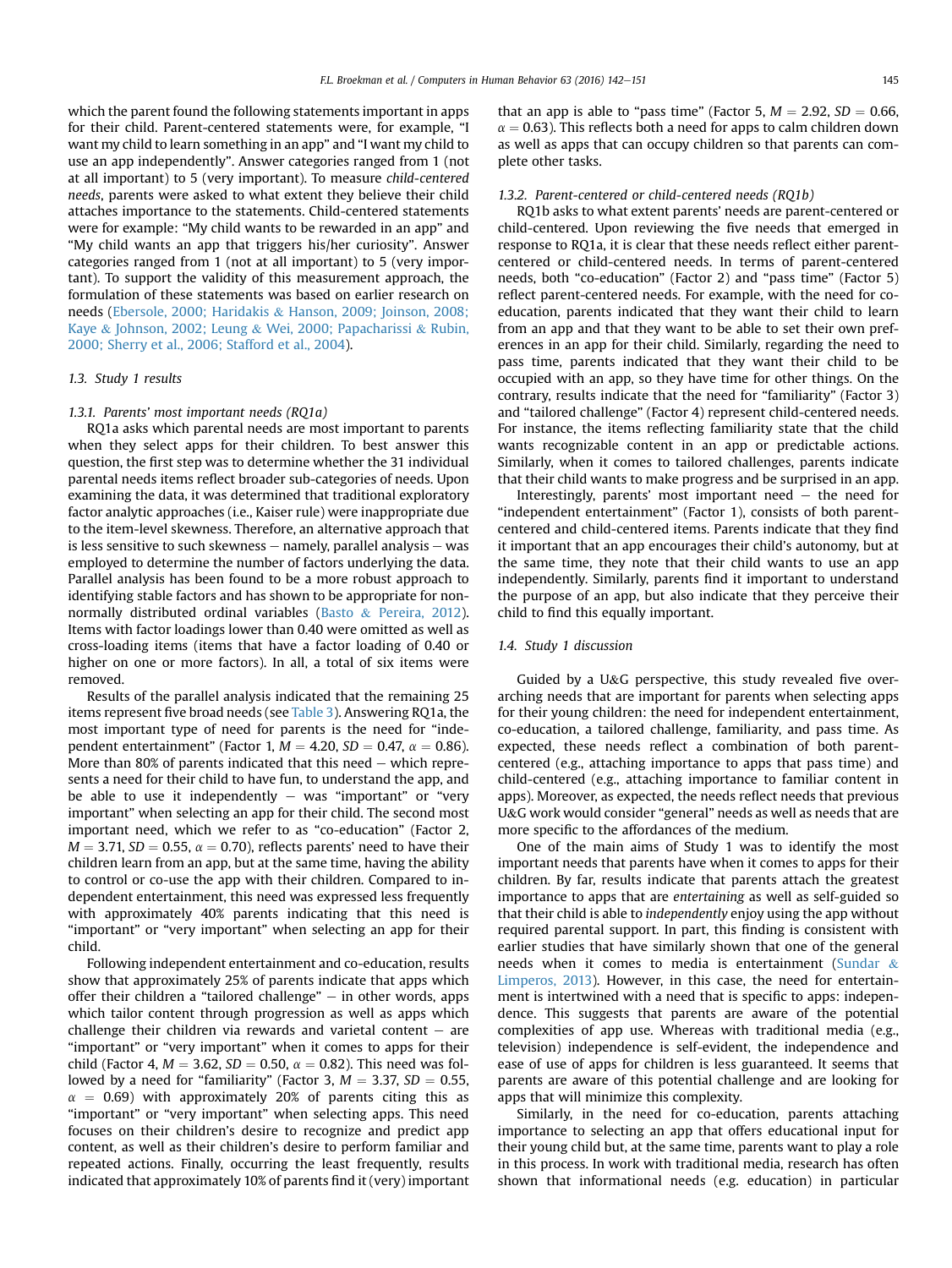which the parent found the following statements important in apps for their child. Parent-centered statements were, for example, "I want my child to learn something in an app" and "I want my child to use an app independently". Answer categories ranged from 1 (not at all important) to 5 (very important). To measure *child-centered needs*, parents were asked to what extent they believe their child attaches importance to the statements. Child-centered statements were for example: "My child wants to be rewarded in an app" and "My child wants an app that triggers his/her curiosity". Answer categories ranged from 1 (not at all important) to 5 (very important). To support the validity of this measurement approach, the formulation of these statements was based on earlier research on needs (Ebersole, 2000; Haridakis & Hanson, 2009; Joinson, 2008; Kaye & Johnson, 2002; Leung & Wei, 2000; Papacharissi & Rubin, 2000; Sherry et al., 2006; Stafford et al., 2004).

### 1.3. Study 1 results

#### 1.3.1. Parents' most important needs (RQ1a)

RQ1a asks which parental needs are most important to parents when they select apps for their children. To best answer this question, the first step was to determine whether the 31 individual parental needs items reflect broader sub-categories of needs. Upon examining the data, it was determined that traditional exploratory factor analytic approaches (i.e., Kaiser rule) were inappropriate due to the item-level skewness. Therefore, an alternative approach that is less sensitive to such skewness – namely, parallel analysis – was employed to determine the number of factors underlying the data. Parallel analysis has been found to be a more robust approach to identifying stable factors and has shown to be appropriate for non-normally distributed ordinal variables (Basto & Pereira, 2012). Items with factor loadings lower than 0.40 were omitted as well as cross-loading items (items that have a factor loading of 0.40 or higher on one or more factors). In all, a total of six items were removed.

Results of the parallel analysis indicated that the remaining 25 items represent five broad needs (see Table 3). Answering RQ1a, the most important type of need for parents is the need for "independent entertainment" (Factor 1, $M = 4.20$, $SD = 0.47$, $\alpha = 0.86$). More than 80% of parents indicated that this need – which represents a need for their child to have fun, to understand the app, and be able to use it independently – was "important" or "very important" when selecting an app for their child. The second most important need, which we refer to as "co-education" (Factor 2, $M = 3.71$, $SD = 0.55$, $\alpha = 0.70$), reflects parents' need to have their children learn from an app, but at the same time, having the ability to control or co-use the app with their children. Compared to independent entertainment, this need was expressed less frequently with approximately 40% parents indicating that this need is "important" or "very important" when selecting an app for their child.

Following independent entertainment and co-education, results show that approximately 25% of parents indicate that apps which offer their children a "tailored challenge" – in other words, apps which tailor content through progression as well as apps which challenge their children via rewards and varietal content – are "important" or "very important" when it comes to apps for their child (Factor 4, $M = 3.62$, $SD = 0.50$, $\alpha = 0.82$). This need was followed by a need for "familiarity" (Factor 3, $M = 3.37$, $SD = 0.55$, $\alpha = 0.69$) with approximately 20% of parents citing this as "important" or "very important" when selecting apps. This need focuses on their children's desire to recognize and predict app content, as well as their children's desire to perform familiar and repeated actions. Finally, occurring the least frequently, results indicated that approximately 10% of parents find it (very) important that an app is able to "pass time" (Factor 5, $M = 2.92$, $SD = 0.66$, $\alpha = 0.63$). This reflects both a need for apps to calm children down as well as apps that can occupy children so that parents can complete other tasks.

#### 1.3.2. Parent-centered or child-centered needs (RQ1b)

RQ1b asks to what extent parents' needs are parent-centered or child-centered. Upon reviewing the five needs that emerged in response to RQ1a, it is clear that these needs reflect either parent-centered or child-centered needs. In terms of parent-centered needs, both "co-education" (Factor 2) and "pass time" (Factor 5) reflect parent-centered needs. For example, with the need for co-education, parents indicated that they want their child to learn from an app and that they want to be able to set their own preferences in an app for their child. Similarly, regarding the need to pass time, parents indicated that they want their child to be occupied with an app, so they have time for other things. On the contrary, results indicate that the need for "familiarity" (Factor 3) and "tailored challenge" (Factor 4) represent child-centered needs. For instance, the items reflecting familiarity state that the child wants recognizable content in an app or predictable actions. Similarly, when it comes to tailored challenges, parents indicate that their child wants to make progress and be surprised in an app.

Interestingly, parents' most important need – the need for "independent entertainment" (Factor 1), consists of both parent-centered and child-centered items. Parents indicate that they found it important that an app encourages their child's autonomy, but at the same time, they note that their child wants to use an app independently. Similarly, parents find it important to understand the purpose of an app, but also indicate that they perceive their child to find this equally important.

### 1.4. Study 1 discussion

Guided by a U&G perspective, this study revealed five overarching needs that are important for parents when selecting apps for their young children: the need for independent entertainment, co-education, a tailored challenge, familiarity, and pass time. As expected, these needs reflect a combination of both parent-centered (e.g., attaching importance to apps that pass time) and child-centered (e.g., attaching importance to familiar content in apps). Moreover, as expected, the needs reflect needs that previous U&G work would consider "general" needs as well as needs that are more specific to the affordances of the medium.

One of the main aims of Study 1 was to identify the most important needs that parents have when it comes to apps for their children. By far, results indicate that parents attach the greatest importance to apps that are *entertaining* as well as self-guided so that their child is able to *independently* enjoy using the app without required parental support. In part, this finding is consistent with earlier studies that have similarly shown that one of the general needs when it comes to media is entertainment (Sundar & Limperos, 2013). However, in this case, the need for entertainment is intertwined with a need that is specific to apps: independence. This suggests that parents are aware of the potential complexities of app use. Whereas with traditional media (e.g., television) independence is self-evident, the independence and ease of use of apps for children is less guaranteed. It seems that parents are aware of this potential challenge and are looking for apps that will minimize this complexity.

Similarly, in the need for co-education, parents attaching importance to selecting an app that offers educational input for their young child but, at the same time, parents want to play a role in this process. In work with traditional media, research has often shown that informational needs (e.g. education) in particular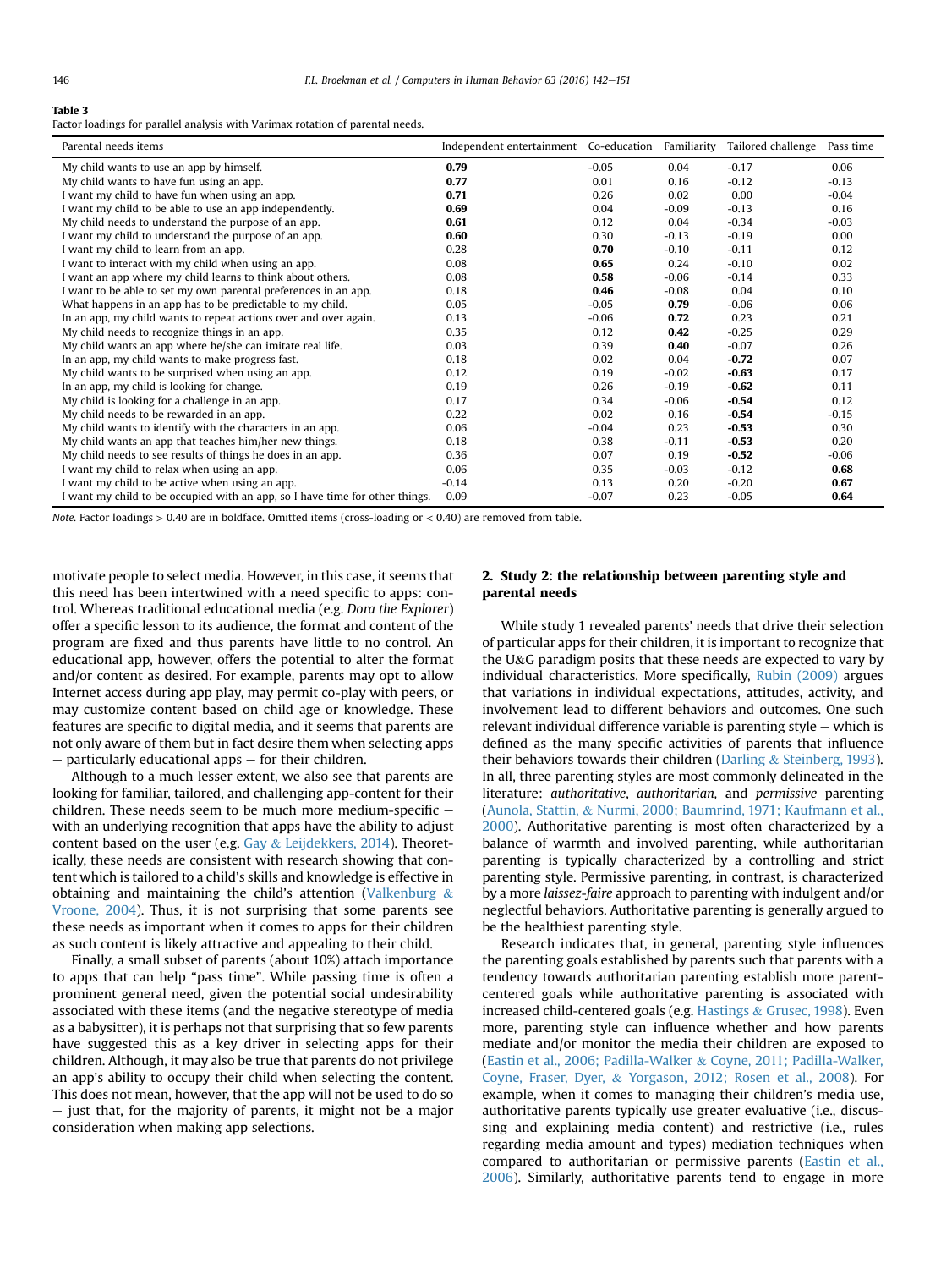**Table 3**
Factor loadings for parallel analysis with Varimax rotation of parental needs.

| Parental needs items | Independent entertainment | Co-education | Familiarity | Tailored challenge | Pass time |
|---|---|---|---|---|---|
| My child wants to use an app by himself. | **0.79** | −0.05 | 0.04 | −0.17 | 0.06 |
| My child wants to have fun using an app. | **0.77** | 0.01 | 0.16 | −0.12 | −0.13 |
| I want my child to have fun when using an app. | **0.71** | 0.26 | 0.02 | 0.00 | −0.04 |
| I want my child to be able to use an app independently. | **0.69** | 0.04 | −0.09 | −0.13 | 0.16 |
| My child needs to understand the purpose of an app. | **0.61** | 0.12 | 0.04 | −0.34 | −0.03 |
| I want my child to understand the purpose of an app. | **0.60** | 0.30 | −0.13 | −0.19 | 0.00 |
| I want my child to learn from an app. | 0.28 | **0.70** | −0.10 | −0.11 | 0.12 |
| I want to interact with my child when using an app. | 0.08 | **0.65** | 0.24 | −0.10 | 0.02 |
| I want an app where my child learns to think about others. | 0.08 | **0.58** | −0.06 | −0.14 | 0.33 |
| I want to be able to set my own parental preferences in an app. | 0.18 | **0.46** | −0.08 | 0.04 | 0.10 |
| What happens in an app has to be predictable to my child. | 0.05 | −0.05 | **0.79** | −0.06 | 0.06 |
| In an app, my child wants to repeat actions over and over again. | 0.13 | −0.06 | **0.72** | 0.23 | 0.21 |
| My child needs to recognize things in an app. | 0.35 | 0.12 | **0.42** | −0.25 | 0.29 |
| My child wants an app where he/she can imitate real life. | 0.03 | 0.39 | **0.40** | −0.07 | 0.26 |
| In an app, my child wants to make progress fast. | 0.18 | 0.02 | 0.04 | **−0.72** | 0.07 |
| My child wants to be surprised when using an app. | 0.12 | 0.19 | −0.02 | **−0.63** | 0.17 |
| In an app, my child is looking for change. | 0.19 | 0.26 | −0.19 | **−0.62** | 0.11 |
| My child is looking for a challenge in an app. | 0.17 | 0.34 | −0.06 | **−0.54** | 0.12 |
| My child needs to be rewarded in an app. | 0.22 | 0.02 | 0.16 | **−0.54** | −0.15 |
| My child wants to identify with the characters in an app. | 0.06 | −0.04 | 0.23 | **−0.53** | 0.30 |
| My child wants an app that teaches him/her new things. | 0.18 | 0.38 | −0.11 | **−0.53** | 0.20 |
| My child needs to see results of things he does in an app. | 0.36 | 0.07 | 0.19 | **−0.52** | −0.06 |
| I want my child to relax when using an app. | 0.06 | 0.35 | −0.03 | −0.12 | **0.68** |
| I want my child to be active when using an app. | −0.14 | 0.13 | 0.20 | −0.20 | **0.67** |
| I want my child to be occupied with an app, so I have time for other things. | 0.09 | −0.07 | 0.23 | −0.05 | **0.64** |

*Note.* Factor loadings > 0.40 are in boldface. Omitted items (cross-loading or < 0.40) are removed from table.

motivate people to select media. However, in this case, it seems that this need has been intertwined with a need specific to apps: control. Whereas traditional educational media (e.g. *Dora the Explorer*) offer a specific lesson to its audience, the format and content of the program are fixed and thus parents have little to no control. An educational app, however, offers the potential to alter the format and/or content as desired. For example, parents may opt to allow Internet access during app play, may permit co-play with peers, or may customize content based on child age or knowledge. These features are specific to digital media, and it seems that parents are not only aware of them but in fact desire them when selecting apps – particularly educational apps – for their children.

Although to a much lesser extent, we also see that parents are looking for familiar, tailored, and challenging app-content for their children. These needs seem to be much more medium-specific – with an underlying recognition that apps have the ability to adjust content based on the user (e.g. Gay & Leijdekkers, 2014). Theoretically, these needs are consistent with research showing that content which is tailored to a child's skills and knowledge is effective in obtaining and maintaining the child's attention (Valkenburg & Vroone, 2004). Thus, it is not surprising that some parents see these needs as important when it comes to apps for their children as such content is likely attractive and appealing to their child.

Finally, a small subset of parents (about 10%) attach importance to apps that can help "pass time". While passing time is often a prominent general need, given the potential social undesirability associated with these items (and the negative stereotype of media as a babysitter), it is perhaps not that surprising that so few parents have suggested this as a key driver in selecting apps for their children. Although, it may also be true that parents do not privilege an app's ability to occupy their child when selecting the content. This does not mean, however, that the app will not be used to do so – just that, for the majority of parents, it might not be a major consideration when making app selections.

## 2. Study 2: the relationship between parenting style and parental needs

While study 1 revealed parents' needs that drive their selection of particular apps for their children, it is important to recognize that the U&G paradigm posits that these needs are expected to vary by individual characteristics. More specifically, Rubin (2009) argues that variations in individual expectations, attitudes, activity, and involvement lead to different behaviors and outcomes. One such relevant individual difference variable is parenting style – which is defined as the many specific activities of parents that influence their behaviors towards their children (Darling & Steinberg, 1993). In all, three parenting styles are most commonly delineated in the literature: *authoritative*, *authoritarian*, and *permissive* parenting (Aunola, Stattin, & Nurmi, 2000; Baumrind, 1971; Kaufmann et al., 2000). Authoritative parenting is most often characterized by a balance of warmth and involved parenting, while authoritarian parenting is typically characterized by a controlling and strict parenting style. Permissive parenting, in contrast, is characterized by a more *laissez-faire* approach to parenting with indulgent and/or neglectful behaviors. Authoritative parenting is generally argued to be the healthiest parenting style.

Research indicates that, in general, parenting style influences the parenting goals established by parents such that parents with a tendency towards authoritarian parenting establish more parent-centered goals while authoritative parenting is associated with increased child-centered goals (e.g. Hastings & Grusec, 1998). Even more, parenting style can influence whether and how parents mediate and/or monitor the media their children are exposed to (Eastin et al., 2006; Padilla-Walker & Coyne, 2011; Padilla-Walker, Coyne, Fraser, Dyer, & Yorgason, 2012; Rosen et al., 2008). For example, when it comes to managing their children's media use, authoritative parents typically use greater evaluative (i.e., discussing and explaining media content) and restrictive (i.e., rules regarding media amount and types) mediation techniques when compared to authoritarian or permissive parents (Eastin et al., 2006). Similarly, authoritative parents tend to engage in more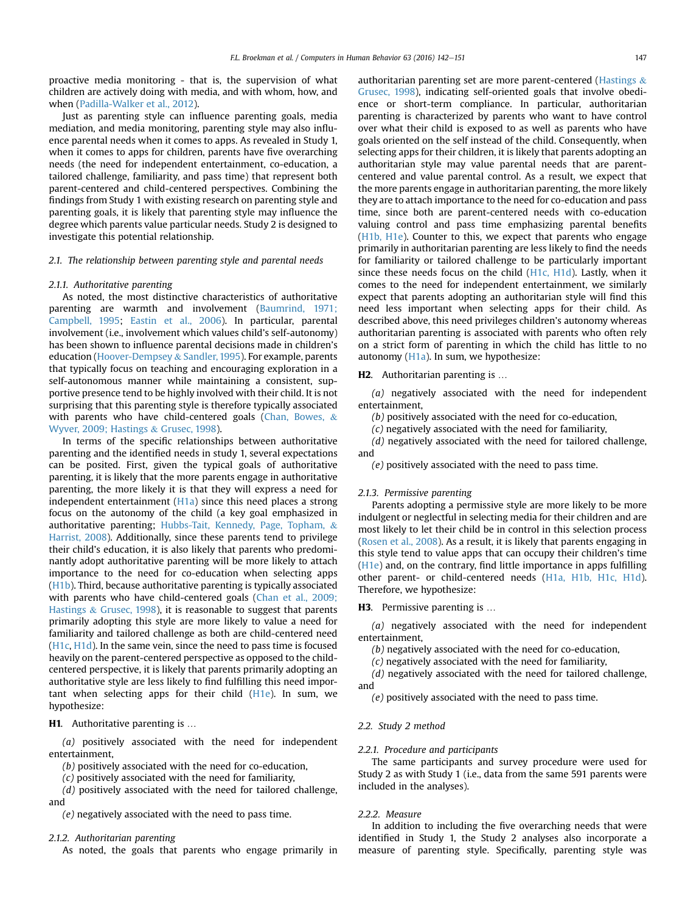proactive media monitoring - that is, the supervision of what children are actively doing with media, and with whom, how, and when (Padilla-Walker et al., 2012).

Just as parenting style can influence parenting goals, media mediation, and media monitoring, parenting style may also influence parental needs when it comes to apps. As revealed in Study 1, when it comes to apps for children, parents have five overarching needs (the need for independent entertainment, co-education, a tailored challenge, familiarity, and pass time) that represent both parent-centered and child-centered perspectives. Combining the findings from Study 1 with existing research on parenting style and parenting goals, it is likely that parenting style may influence the degree which parents value particular needs. Study 2 is designed to investigate this potential relationship.

### 2.1. The relationship between parenting style and parental needs

#### 2.1.1. Authoritative parenting

As noted, the most distinctive characteristics of authoritative parenting are warmth and involvement (Baumrind, 1971; Campbell, 1995; Eastin et al., 2006). In particular, parental involvement (i.e., involvement which values child's self-autonomy) has been shown to influence parental decisions made in children's education (Hoover-Dempsey & Sandler, 1995). For example, parents that typically focus on teaching and encouraging exploration in a self-autonomous manner while maintaining a consistent, supportive presence tend to be highly involved with their child. It is not surprising that this parenting style is therefore typically associated with parents who have child-centered goals (Chan, Bowes, & Wyver, 2009; Hastings & Grusec, 1998).

In terms of the specific relationships between authoritative parenting and the identified needs in study 1, several expectations can be posited. First, given the typical goals of authoritative parenting, it is likely that the more parents engage in authoritative parenting, the more likely it is that they will express a need for independent entertainment (H1a) since this need places a strong focus on the autonomy of the child (a key goal emphasized in authoritative parenting; Hubbs-Tait, Kennedy, Page, Topham, & Harrist, 2008). Additionally, since these parents tend to privilege their child's education, it is also likely that parents who predominantly adopt authoritative parenting will be more likely to attach importance to the need for co-education when selecting apps (H1b). Third, because authoritative parenting is typically associated with parents who have child-centered goals (Chan et al., 2009; Hastings & Grusec, 1998), it is reasonable to suggest that parents primarily adopting this style are more likely to value a need for familiarity and tailored challenge as both are child-centered need (H1c, H1d). In the same vein, since the need to pass time is focused heavily on the parent-centered perspective as opposed to the child-centered perspective, it is likely that parents primarily adopting an authoritative style are less likely to find fulfilling this need important when selecting apps for their child (H1e). In sum, we hypothesize:

**H1**. Authoritative parenting is …

*(a)* positively associated with the need for independent entertainment,

*(b)* positively associated with the need for co-education,

*(c)* positively associated with the need for familiarity,

*(d)* positively associated with the need for tailored challenge, and

*(e)* negatively associated with the need to pass time.

#### 2.1.2. Authoritarian parenting

As noted, the goals that parents who engage primarily in authoritarian parenting set are more parent-centered (Hastings & Grusec, 1998), indicating self-oriented goals that involve obedience or short-term compliance. In particular, authoritarian parenting is characterized by parents who want to have control over what their child is exposed to as well as parents who have goals oriented on the self instead of the child. Consequently, when selecting apps for their children, it is likely that parents adopting an authoritarian style may value parental needs that are parent-centered and value parental control. As a result, we expect that the more parents engage in authoritarian parenting, the more likely they are to attach importance to the need for co-education and pass time, since both are parent-centered needs with co-education valuing control and pass time emphasizing parental benefits (H1b, H1e). Counter to this, we expect that parents who engage primarily in authoritarian parenting are less likely to find the needs for familiarity or tailored challenge to be particularly important since these needs focus on the child (H1c, H1d). Lastly, when it comes to the need for independent entertainment, we similarly expect that parents adopting an authoritarian style will find this need less important when selecting apps for their child. As described above, this need privileges children's autonomy whereas authoritarian parenting is associated with parents who often rely on a strict form of parenting in which the child has little to no autonomy (H1a). In sum, we hypothesize:

**H2**. Authoritarian parenting is …

*(a)* negatively associated with the need for independent entertainment,

*(b)* positively associated with the need for co-education,

*(c)* negatively associated with the need for familiarity,

*(d)* negatively associated with the need for tailored challenge, and

*(e)* positively associated with the need to pass time.

#### 2.1.3. Permissive parenting

Parents adopting a permissive style are more likely to be more indulgent or neglectful in selecting media for their children and are most likely to let their child be in control in this selection process (Rosen et al., 2008). As a result, it is likely that parents engaging in this style tend to value apps that can occupy their children's time (H1e) and, on the contrary, find little importance in apps fulfilling other parent- or child-centered needs (H1a, H1b, H1c, H1d). Therefore, we hypothesize:

**H3**. Permissive parenting is …

*(a)* negatively associated with the need for independent entertainment,

*(b)* negatively associated with the need for co-education,

*(c)* negatively associated with the need for familiarity,

*(d)* negatively associated with the need for tailored challenge, and

*(e)* positively associated with the need to pass time.

### 2.2. Study 2 method

#### 2.2.1. Procedure and participants

The same participants and survey procedure were used for Study 2 as with Study 1 (i.e., data from the same 591 parents were included in the analyses).

#### 2.2.2. Measure

In addition to including the five overarching needs that were identified in Study 1, the Study 2 analyses also incorporate a measure of parenting style. Specifically, parenting style was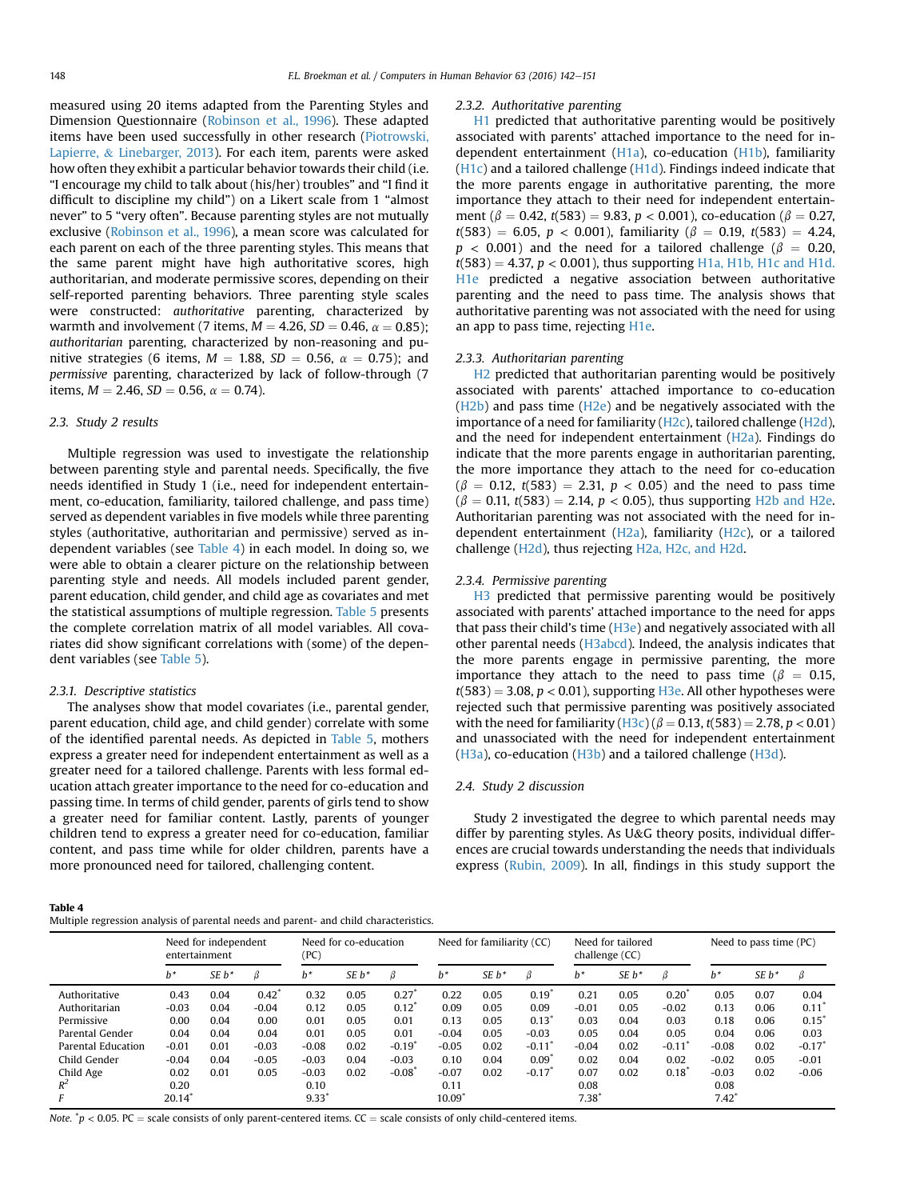measured using 20 items adapted from the Parenting Styles and Dimension Questionnaire (Robinson et al., 1996). These adapted items have been used successfully in other research (Piotrowski, Lapierre, & Linebarger, 2013). For each item, parents were asked how often they exhibit a particular behavior towards their child (i.e. "I encourage my child to talk about (his/her) troubles" and "I find it difficult to discipline my child") on a Likert scale from 1 "almost never" to 5 "very often". Because parenting styles are not mutually exclusive (Robinson et al., 1996), a mean score was calculated for each parent on each of the three parenting styles. This means that the same parent might have high authoritative scores, high authoritarian, and moderate permissive scores, depending on their self-reported parenting behaviors. Three parenting style scales were constructed: *authoritative* parenting, characterized by warmth and involvement (7 items, $M = 4.26$, $SD = 0.46$, $\alpha = 0.85$); *authoritarian* parenting, characterized by non-reasoning and punitive strategies (6 items, $M = 1.88$, $SD = 0.56$, $\alpha = 0.75$); and *permissive* parenting, characterized by lack of follow-through (7 items, $M = 2.46$, $SD = 0.56$, $\alpha = 0.74$).

## 2.3. Study 2 results

Multiple regression was used to investigate the relationship between parenting style and parental needs. Specifically, the five needs identified in Study 1 (i.e., need for independent entertainment, co-education, familiarity, tailored challenge, and pass time) served as dependent variables in five models while three parenting styles (authoritative, authoritarian and permissive) served as independent variables (see Table 4) in each model. In doing so, we were able to obtain a clearer picture on the relationship between parenting style and needs. All models included parent gender, parent education, child gender, and child age as covariates and met the statistical assumptions of multiple regression. Table 5 presents the complete correlation matrix of all model variables. All covariates did show significant correlations with (some) of the dependent variables (see Table 5).

### 2.3.1. Descriptive statistics

The analyses show that model covariates (i.e., parental gender, parent education, child age, and child gender) correlate with some of the identified parental needs. As depicted in Table 5, mothers express a greater need for independent entertainment as well as a greater need for a tailored challenge. Parents with less formal education attach greater importance to the need for co-education and passing time. In terms of child gender, parents of girls tend to show a greater need for familiar content. Lastly, parents of younger children tend to express a greater need for co-education, familiar content, and pass time while for older children, parents have a more pronounced need for tailored, challenging content.

### 2.3.2. Authoritative parenting

H1 predicted that authoritative parenting would be positively associated with parents' attached importance to the need for independent entertainment (H1a), co-education (H1b), familiarity (H1c) and a tailored challenge (H1d). Findings indeed indicate that the more parents engage in authoritative parenting, the more importance they attach to their need for independent entertainment ($\beta = 0.42$, $t(583) = 9.83$, $p < 0.001$), co-education ($\beta = 0.27$, $t(583) = 6.05$, $p < 0.001$), familiarity ($\beta = 0.19$, $t(583) = 4.24$, $p < 0.001$) and the need for a tailored challenge ($\beta = 0.20$, $t(583) = 4.37$, $p < 0.001$), thus supporting H1a, H1b, H1c and H1d. H1e predicted a negative association between authoritative parenting and the need to pass time. The analysis shows that authoritative parenting was not associated with the need for using an app to pass time, rejecting H1e.

### 2.3.3. Authoritarian parenting

H2 predicted that authoritarian parenting would be positively associated with parents' attached importance to co-education (H2b) and pass time (H2e) and be negatively associated with the importance of a need for familiarity (H2c), tailored challenge (H2d), and the need for independent entertainment (H2a). Findings do indicate that the more parents engage in authoritarian parenting, the more importance they attach to the need for co-education ($\beta = 0.12$, $t(583) = 2.31$, $p < 0.05$) and the need to pass time ($\beta = 0.11$, $t(583) = 2.14$, $p < 0.05$), thus supporting H2b and H2e. Authoritarian parenting was not associated with the need for independent entertainment (H2a), familiarity (H2c), or a tailored challenge (H2d), thus rejecting H2a, H2c, and H2d.

### 2.3.4. Permissive parenting

H3 predicted that permissive parenting would be positively associated with parents' attached importance to the need for apps that pass their child's time (H3e) and negatively associated with all other parental needs (H3abcd). Indeed, the analysis indicates that the more parents engage in permissive parenting, the more importance they attach to the need to pass time ($\beta = 0.15$, $t(583) = 3.08$, $p < 0.01$), supporting H3e. All other hypotheses were rejected such that permissive parenting was positively associated with the need for familiarity (H3c) ($\beta = 0.13$, $t(583) = 2.78$, $p < 0.01$) and unassociated with the need for independent entertainment (H3a), co-education (H3b) and a tailored challenge (H3d).

## 2.4. Study 2 discussion

Study 2 investigated the degree to which parental needs may differ by parenting styles. As U&G theory posits, individual differences are crucial towards understanding the needs that individuals express (Rubin, 2009). In all, findings in this study support the

**Table 4**
Multiple regression analysis of parental needs and parent- and child characteristics.

| | Need for independent entertainment | | | Need for co-education (PC) | | | Need for familiarity (CC) | | | Need for tailored challenge (CC) | | | Need to pass time (PC) | | |
|---|---|---|---|---|---|---|---|---|---|---|---|---|---|---|---|
| | $b^*$ | SE $b^*$ | $\beta$ | $b^*$ | SE $b^*$ | $\beta$ | $b^*$ | SE $b^*$ | $\beta$ | $b^*$ | SE $b^*$ | $\beta$ | $b^*$ | SE $b^*$ | $\beta$ |
| Authoritative | 0.43 | 0.04 | 0.42* | 0.32 | 0.05 | 0.27* | 0.22 | 0.05 | 0.19* | 0.21 | 0.05 | 0.20* | 0.05 | 0.07 | 0.04 |
| Authoritarian | -0.03 | 0.04 | -0.04 | 0.12 | 0.05 | 0.12* | 0.09 | 0.05 | 0.09 | -0.01 | 0.05 | -0.02 | 0.13 | 0.06 | 0.11* |
| Permissive | 0.00 | 0.04 | 0.00 | 0.01 | 0.05 | 0.01 | 0.13 | 0.05 | 0.13* | 0.03 | 0.04 | 0.03 | 0.18 | 0.06 | 0.15* |
| Parental Gender | 0.04 | 0.04 | 0.04 | 0.01 | 0.05 | 0.01 | -0.04 | 0.05 | -0.03 | 0.05 | 0.04 | 0.05 | 0.04 | 0.06 | 0.03 |
| Parental Education | -0.01 | 0.01 | -0.03 | -0.08 | 0.02 | -0.19* | -0.05 | 0.02 | -0.11* | -0.04 | 0.02 | -0.11* | -0.08 | 0.02 | -0.17* |
| Child Gender | -0.04 | 0.04 | -0.05 | -0.03 | 0.04 | -0.03 | 0.10 | 0.04 | 0.09* | 0.02 | 0.04 | 0.02 | -0.02 | 0.05 | -0.01 |
| Child Age | 0.02 | 0.01 | 0.05 | -0.03 | 0.02 | -0.08* | -0.07 | 0.02 | -0.17* | 0.07 | 0.02 | 0.18* | -0.03 | 0.02 | -0.06 |
| $R^2$ | 0.20 | | | 0.10 | | | 0.11 | | | 0.08 | | | 0.08 | | |
| $F$ | 20.14* | | | 9.33* | | | 10.09* | | | 7.38* | | | 7.42* | | |

*Note.* *$p < 0.05$. PC = scale consists of only parent-centered items. CC = scale consists of only child-centered items.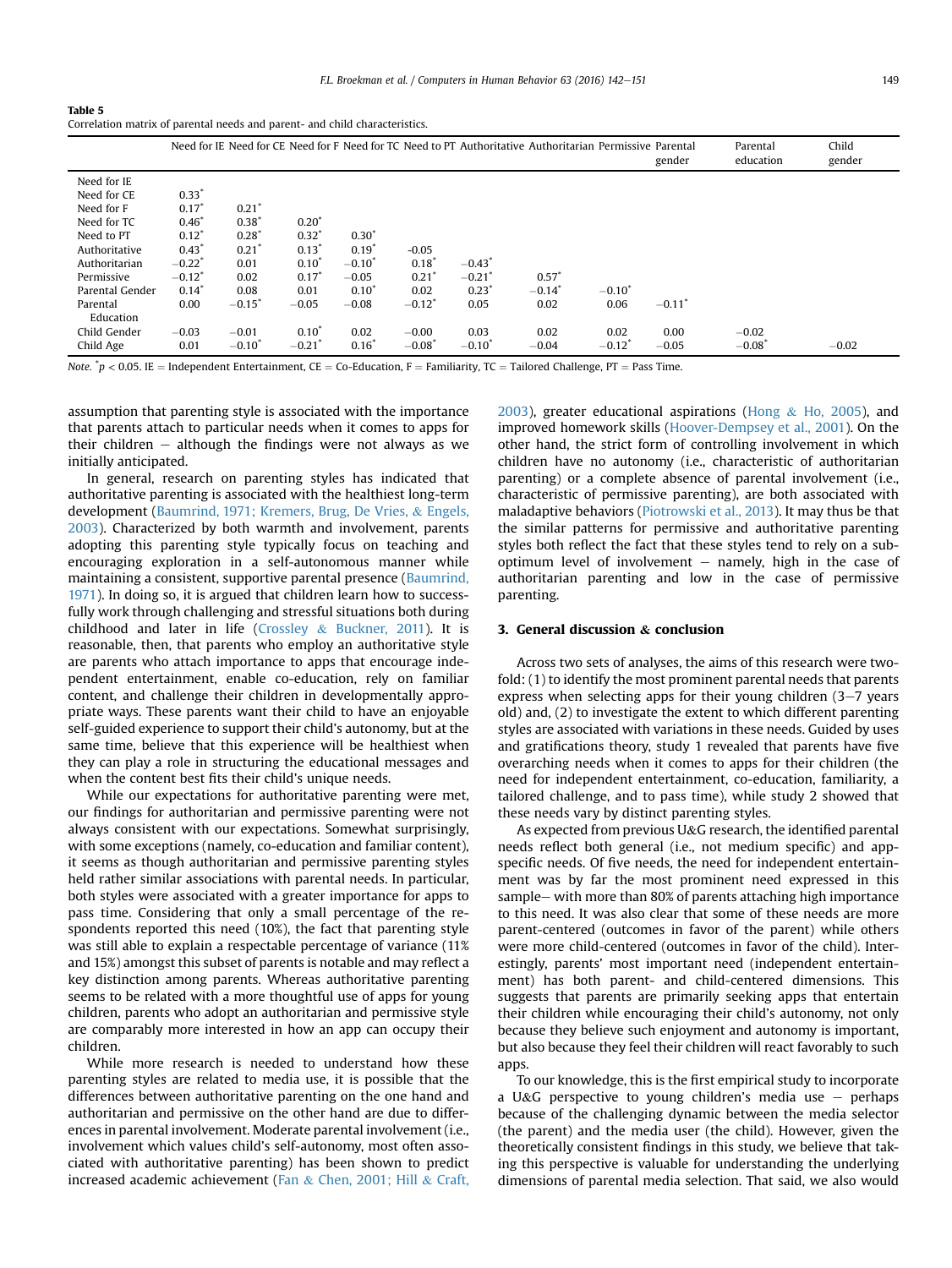**Table 5**
Correlation matrix of parental needs and parent- and child characteristics.

| | Need for IE | Need for CE | Need for F | Need for TC | Need to PT | Authoritative | Authoritarian | Permissive | Parental gender | Parental education | Child gender |
|---|---|---|---|---|---|---|---|---|---|---|---|
| Need for IE | | | | | | | | | | | |
| Need for CE | 0.33* | | | | | | | | | | |
| Need for F | 0.17* | 0.21* | | | | | | | | | |
| Need for TC | 0.46* | 0.38* | 0.20* | | | | | | | | |
| Need to PT | 0.12* | 0.28* | 0.32* | 0.30* | | | | | | | |
| Authoritative | 0.43* | 0.21* | 0.13* | 0.19* | −0.05 | | | | | | |
| Authoritarian | −0.22* | 0.01 | 0.10* | −0.10* | 0.18* | −0.43* | | | | | |
| Permissive | −0.12* | 0.02 | 0.17* | −0.05 | 0.21* | −0.21* | 0.57* | | | | |
| Parental Gender | 0.14* | 0.08 | 0.01 | 0.10* | 0.02 | 0.23* | −0.14* | −0.10* | | | |
| Parental Education | 0.00 | −0.15* | −0.05 | −0.08 | −0.12* | 0.05 | 0.02 | 0.06 | −0.11* | | |
| Child Gender | −0.03 | −0.01 | 0.10* | 0.02 | −0.00 | 0.03 | 0.02 | 0.02 | 0.00 | −0.02 | |
| Child Age | 0.01 | −0.10* | −0.21* | 0.16* | −0.08* | −0.10* | −0.04 | −0.12* | −0.05 | −0.08* | −0.02 |

*Note.* *$p < 0.05$. IE = Independent Entertainment, CE = Co-Education, F = Familiarity, TC = Tailored Challenge, PT = Pass Time.

assumption that parenting style is associated with the importance that parents attach to particular needs when it comes to apps for their children − although the findings were not always as we initially anticipated.

In general, research on parenting styles has indicated that authoritative parenting is associated with the healthiest long-term development (Baumrind, 1971; Kremers, Brug, De Vries, & Engels, 2003). Characterized by both warmth and involvement, parents adopting this parenting style typically focus on teaching and encouraging exploration in a self-autonomous manner while maintaining a consistent, supportive parental presence (Baumrind, 1971). In doing so, it is argued that children learn how to successfully work through challenging and stressful situations both during childhood and later in life (Crossley & Buckner, 2011). It is reasonable, then, that parents who employ an authoritative style are parents who attach importance to apps that encourage independent entertainment, enable co-education, rely on familiar content, and challenge their children in developmentally appropriate ways. These parents want their child to have an enjoyable self-guided experience to support their child's autonomy, but at the same time, believe that this experience will be healthiest when they can play a role in structuring the educational messages and when the content best fits their child's unique needs.

While our expectations for authoritative parenting were met, our findings for authoritarian and permissive parenting were not always consistent with our expectations. Somewhat surprisingly, with some exceptions (namely, co-education and familiar content), it seems as though authoritarian and permissive parenting styles held rather similar associations with parental needs. In particular, both styles were associated with a greater importance for apps to pass time. Considering that only a small percentage of the respondents reported this need (10%), the fact that parenting style was still able to explain a respectable percentage of variance (11% and 15%) amongst this subset of parents is notable and may reflect a key distinction among parents. Whereas authoritative parenting seems to be related with a more thoughtful use of apps for young children, parents who adopt an authoritarian and permissive style are comparably more interested in how an app can occupy their children.

While more research is needed to understand how these parenting styles are related to media use, it is possible that the differences between authoritative parenting on the one hand and authoritarian and permissive on the other hand are due to differences in parental involvement. Moderate parental involvement (i.e., involvement which values child's self-autonomy, most often associated with authoritative parenting) has been shown to predict increased academic achievement (Fan & Chen, 2001; Hill & Craft, 2003), greater educational aspirations (Hong & Ho, 2005), and improved homework skills (Hoover-Dempsey et al., 2001). On the other hand, the strict form of controlling involvement in which children have no autonomy (i.e., characteristic of authoritarian parenting) or a complete absence of parental involvement (i.e., characteristic of permissive parenting), are both associated with maladaptive behaviors (Piotrowski et al., 2013). It may thus be that the similar patterns for permissive and authoritative parenting styles both reflect the fact that these styles tend to rely on a sub-optimum level of involvement − namely, high in the case of authoritarian parenting and low in the case of permissive parenting.

## 3. General discussion & conclusion

Across two sets of analyses, the aims of this research were two-fold: (1) to identify the most prominent parental needs that parents express when selecting apps for their young children (3–7 years old) and, (2) to investigate the extent to which different parenting styles are associated with variations in these needs. Guided by uses and gratifications theory, study 1 revealed that parents have five overarching needs when it comes to apps for their children (the need for independent entertainment, co-education, familiarity, a tailored challenge, and to pass time), while study 2 showed that these needs vary by distinct parenting styles.

As expected from previous U&G research, the identified parental needs reflect both general (i.e., not medium specific) and app-specific needs. Of five needs, the need for independent entertainment was by far the most prominent need expressed in this sample− with more than 80% of parents attaching high importance to this need. It was also clear that some of these needs are more parent-centered (outcomes in favor of the parent) while others were more child-centered (outcomes in favor of the child). Interestingly, parents' most important need (independent entertainment) has both parent- and child-centered dimensions. This suggests that parents are primarily seeking apps that entertain their children while encouraging their child's autonomy, not only because they believe such enjoyment and autonomy is important, but also because they feel their children will react favorably to such apps.

To our knowledge, this is the first empirical study to incorporate a U&G perspective to young children's media use − perhaps because of the challenging dynamic between the media selector (the parent) and the media user (the child). However, given the theoretically consistent findings in this study, we believe that taking this perspective is valuable for understanding the underlying dimensions of parental media selection. That said, we also would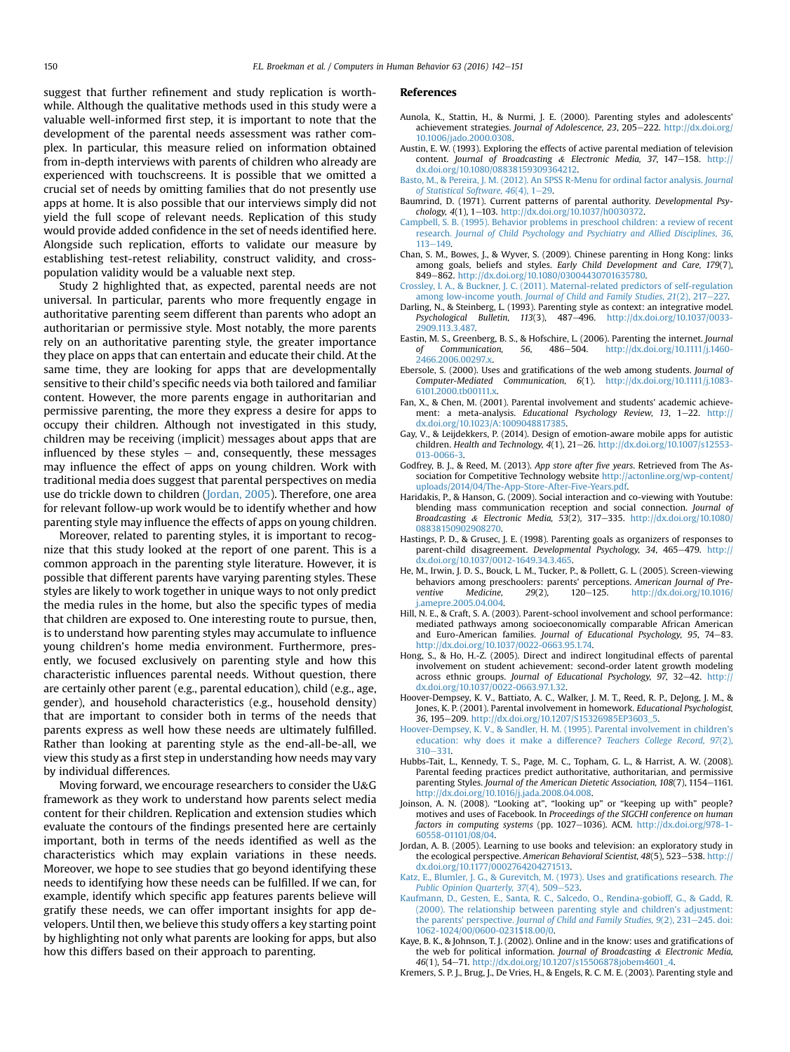suggest that further refinement and study replication is worthwhile. Although the qualitative methods used in this study were a valuable well-informed first step, it is important to note that the development of the parental needs assessment was rather complex. In particular, this measure relied on information obtained from in-depth interviews with parents of children who already are experienced with touchscreens. It is possible that we omitted a crucial set of needs by omitting families that do not presently use apps at home. It is also possible that our interviews simply did not yield the full scope of relevant needs. Replication of this study would provide added confidence in the set of needs identified here. Alongside such replication, efforts to validate our measure by establishing test-retest reliability, construct validity, and cross-population validity would be a valuable next step.

Study 2 highlighted that, as expected, parental needs are not universal. In particular, parents who more frequently engage in authoritative parenting seem different than parents who adopt an authoritarian or permissive style. Most notably, the more parents rely on an authoritative parenting style, the greater importance they place on apps that can entertain and educate their child. At the same time, they are looking for apps that are developmentally sensitive to their child's specific needs via both tailored and familiar content. However, the more parents engage in authoritarian and permissive parenting, the more they express a desire for apps to occupy their children. Although not investigated in this study, children may be receiving (implicit) messages about apps that are influenced by these styles – and, consequently, these messages may influence the effect of apps on young children. Work with traditional media does suggest that parental perspectives on media use do trickle down to children (Jordan, 2005). Therefore, one area for relevant follow-up work would be to identify whether and how parenting style may influence the effects of apps on young children.

Moreover, related to parenting styles, it is important to recognize that this study looked at the report of one parent. This is a common approach in the parenting style literature. However, it is possible that different parents have varying parenting styles. These styles are likely to work together in unique ways to not only predict the media rules in the home, but also the specific types of media that children are exposed to. One interesting route to pursue, then, is to understand how parenting styles may accumulate to influence young children's home media environment. Furthermore, presently, we focused exclusively on parenting style and how this characteristic influences parental needs. Without question, there are certainly other parent (e.g., parental education), child (e.g., age, gender), and household characteristics (e.g., household density) that are important to consider both in terms of the needs that parents express as well how these needs are ultimately fulfilled. Rather than looking at parenting style as the end-all-be-all, we view this study as a first step in understanding how needs may vary by individual differences.

Moving forward, we encourage researchers to consider the U&G framework as they work to understand how parents select media content for their children. Replication and extension studies which evaluate the contours of the findings presented here are certainly important, both in terms of the needs identified as well as the characteristics which may explain variations in these needs. Moreover, we hope to see studies that go beyond identifying these needs to identifying how these needs can be fulfilled. If we can, for example, identify which specific app features parents believe will gratify these needs, we can offer important insights for app developers. Until then, we believe this study offers a key starting point by highlighting not only what parents are looking for apps, but also how this differs based on their approach to parenting.

## References

Aunola, K., Stattin, H., & Nurmi, J. E. (2000). Parenting styles and adolescents' achievement strategies. *Journal of Adolescence, 23*, 205–222. http://dx.doi.org/10.1006/jado.2000.0308.

Austin, E. W. (1993). Exploring the effects of active parental mediation of television content. *Journal of Broadcasting & Electronic Media, 37*, 147–158. http://dx.doi.org/10.1080/08838159309364212.

Basto, M., & Pereira, J. M. (2012). An SPSS R-Menu for ordinal factor analysis. *Journal of Statistical Software, 46*(4), 1–29.

Baumrind, D. (1971). Current patterns of parental authority. *Developmental Psychology, 4*(1), 1–103. http://dx.doi.org/10.1037/h0030372.

Campbell, S. B. (1995). Behavior problems in preschool children: a review of recent research. *Journal of Child Psychology and Psychiatry and Allied Disciplines, 36*, 113–149.

Chan, S. M., Bowes, J., & Wyver, S. (2009). Chinese parenting in Hong Kong: links among goals, beliefs and styles. *Early Child Development and Care, 179*(7), 849–862. http://dx.doi.org/10.1080/03004430701635780.

Crossley, I. A., & Buckner, J. C. (2011). Maternal-related predictors of self-regulation among low-income youth. *Journal of Child and Family Studies, 21*(2), 217–227.

Darling, N., & Steinberg, L. (1993). Parenting style as context: an integrative model. *Psychological Bulletin, 113*(3), 487–496. http://dx.doi.org/10.1037/0033-2909.113.3.487.

Eastin, M. S., Greenberg, B. S., & Hofschire, L. (2006). Parenting the internet. *Journal of Communication, 56*, 486–504. http://dx.doi.org/10.1111/j.1460-2466.2006.00297.x.

Ebersole, S. (2000). Uses and gratifications of the web among students. *Journal of Computer-Mediated Communication, 6*(1). http://dx.doi.org/10.1111/j.1083-6101.2000.tb00111.x.

Fan, X., & Chen, M. (2001). Parental involvement and students' academic achievement: a meta-analysis. *Educational Psychology Review, 13*, 1–22. http://dx.doi.org/10.1023/A:1009048817385.

Gay, V., & Leijdekkers, P. (2014). Design of emotion-aware mobile apps for autistic children. *Health and Technology, 4*(1), 21–26. http://dx.doi.org/10.1007/s12553-013-0066-3.

Godfrey, B. J., & Reed, M. (2013). *App store after five years*. Retrieved from The Association for Competitive Technology website http://actonline.org/wp-content/uploads/2014/04/The-App-Store-After-Five-Years.pdf.

Haridakis, P., & Hanson, G. (2009). Social interaction and co-viewing with Youtube: blending mass communication reception and social connection. *Journal of Broadcasting & Electronic Media, 53*(2), 317–335. http://dx.doi.org/10.1080/08838150902908270.

Hastings, P. D., & Grusec, J. E. (1998). Parenting goals as organizers of responses to parent-child disagreement. *Developmental Psychology, 34*, 465–479. http://dx.doi.org/10.1037/0012-1649.34.3.465.

He, M., Irwin, J. D. S., Bouck, L. M., Tucker, P., & Pollett, G. L. (2005). Screen-viewing behaviors among preschoolers: parents' perceptions. *American Journal of Preventive Medicine, 29*(2), 120–125. http://dx.doi.org/10.1016/j.amepre.2005.04.004.

Hill, N. E., & Craft, S. A. (2003). Parent-school involvement and school performance: mediated pathways among socioeconomically comparable African American and Euro-American families. *Journal of Educational Psychology, 95*, 74–83. http://dx.doi.org/10.1037/0022-0663.95.1.74.

Hong, S., & Ho, H.-Z. (2005). Direct and indirect longitudinal effects of parental involvement on student achievement: second-order latent growth modeling across ethnic groups. *Journal of Educational Psychology, 97*, 32–42. http://dx.doi.org/10.1037/0022-0663.97.1.32.

Hoover-Dempsey, K. V., Battiato, A. C., Walker, J. M. T., Reed, R. P., DeJong, J. M., & Jones, K. P. (2001). Parental involvement in homework. *Educational Psychologist, 36*, 195–209. http://dx.doi.org/10.1207/S15326985EP3603_5.

Hoover-Dempsey, K. V., & Sandler, H. M. (1995). Parental involvement in children's education: why does it make a difference? *Teachers College Record, 97*(2), 310–331.

Hubbs-Tait, L., Kennedy, T. S., Page, M. C., Topham, G. L., & Harrist, A. W. (2008). Parental feeding practices predict authoritative, authoritarian, and permissive parenting Styles. *Journal of the American Dietetic Association, 108*(7), 1154–1161. http://dx.doi.org/10.1016/j.jada.2008.04.008.

Joinson, A. N. (2008). "Looking at", "looking up" or "keeping up with" people? motives and uses of Facebook. In *Proceedings of the SIGCHI conference on human factors in computing systems* (pp. 1027–1036). ACM. http://dx.doi.org/978-1-60558-01101/08/04.

Jordan, A. B. (2005). Learning to use books and television: an exploratory study in the ecological perspective. *American Behavioral Scientist, 48*(5), 523–538. http://dx.doi.org/10.1177/0002764204271513.

Katz, E., Blumler, J. G., & Gurevitch, M. (1973). Uses and gratifications research. *The Public Opinion Quarterly, 37*(4), 509–523.

Kaufmann, D., Gesten, E., Santa, R. C., Salcedo, O., Rendina-gobioff, G., & Gadd, R. (2000). The relationship between parenting style and children's adjustment: the parents' perspective. *Journal of Child and Family Studies, 9*(2), 231–245. doi: 1062-1024/00/0600-0231$18.00/0.

Kaye, B. K., & Johnson, T. J. (2002). Online and in the know: uses and gratifications of the web for political information. *Journal of Broadcasting & Electronic Media, 46*(1), 54–71. http://dx.doi.org/10.1207/s15506878jobem4601_4.

Kremers, S. P. J., Brug, J., De Vries, H., & Engels, R. C. M. E. (2003). Parenting style and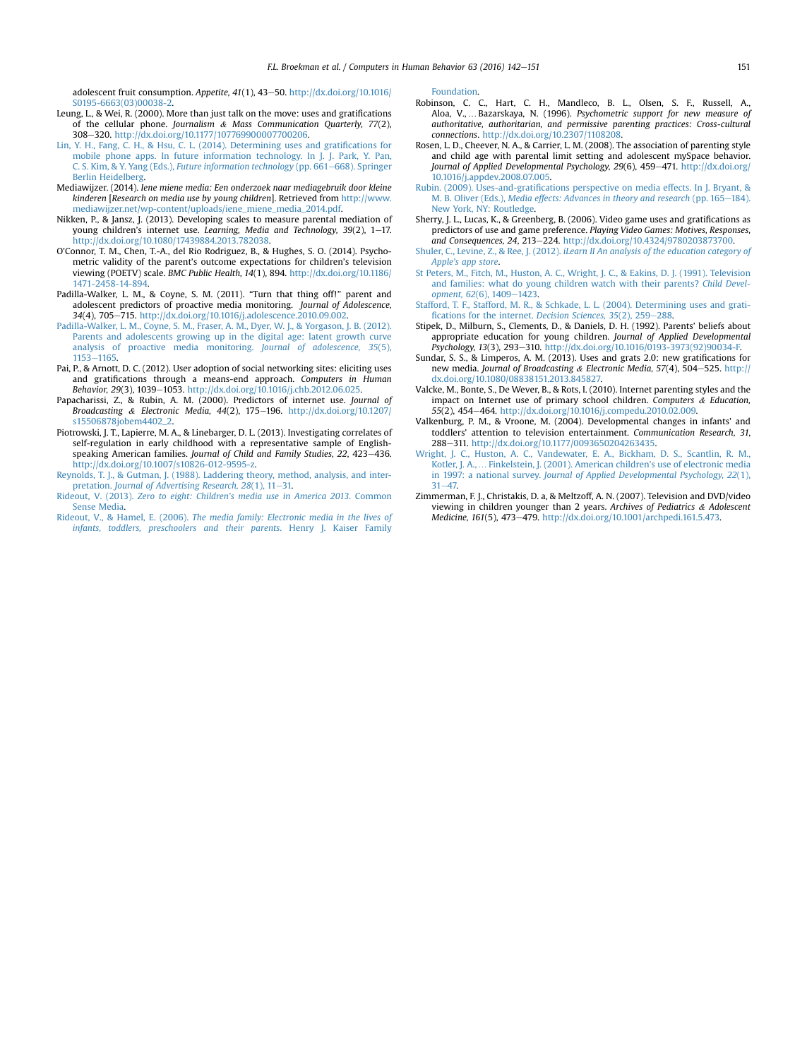adolescent fruit consumption. *Appetite, 41*(1), 43–50. http://dx.doi.org/10.1016/S0195-6663(03)00038-2.

Leung, L., & Wei, R. (2000). More than just talk on the move: uses and gratifications of the cellular phone. *Journalism & Mass Communication Quarterly, 77*(2), 308–320. http://dx.doi.org/10.1177/107769900007700206.

Lin, Y. H., Fang, C. H., & Hsu, C. L. (2014). Determining uses and gratifications for mobile phone apps. In future information technology. In J. J. Park, Y. Pan, C. S. Kim, & Y. Yang (Eds.), *Future information technology* (pp. 661–668). Springer Berlin Heidelberg.

Mediawijzer. (2014). *Iene miene media: Een onderzoek naar mediagebruik door kleine kinderen* [*Research on media use by young children*]. Retrieved from http://www.mediawijzer.net/wp-content/uploads/iene_miene_media_2014.pdf.

Nikken, P., & Jansz, J. (2013). Developing scales to measure parental mediation of young children's internet use. *Learning, Media and Technology, 39*(2), 1–17. http://dx.doi.org/10.1080/17439884.2013.782038.

O'Connor, T. M., Chen, T.-A., del Rio Rodriguez, B., & Hughes, S. O. (2014). Psychometric validity of the parent's outcome expectations for children's television viewing (POETV) scale. *BMC Public Health, 14*(1), 894. http://dx.doi.org/10.1186/1471-2458-14-894.

Padilla-Walker, L. M., & Coyne, S. M. (2011). "Turn that thing off!" parent and adolescent predictors of proactive media monitoring. *Journal of Adolescence, 34*(4), 705–715. http://dx.doi.org/10.1016/j.adolescence.2010.09.002.

Padilla-Walker, L. M., Coyne, S. M., Fraser, A. M., Dyer, W. J., & Yorgason, J. B. (2012). Parents and adolescents growing up in the digital age: latent growth curve analysis of proactive media monitoring. *Journal of adolescence, 35*(5), 1153–1165.

Pai, P., & Arnott, D. C. (2012). User adoption of social networking sites: eliciting uses and gratifications through a means-end approach. *Computers in Human Behavior, 29*(3), 1039–1053. http://dx.doi.org/10.1016/j.chb.2012.06.025.

Papacharissi, Z., & Rubin, A. M. (2000). Predictors of internet use. *Journal of Broadcasting & Electronic Media, 44*(2), 175–196. http://dx.doi.org/10.1207/s15506878jobem4402_2.

Piotrowski, J. T., Lapierre, M. A., & Linebarger, D. L. (2013). Investigating correlates of self-regulation in early childhood with a representative sample of English-speaking American families. *Journal of Child and Family Studies, 22*, 423–436. http://dx.doi.org/10.1007/s10826-012-9595-z.

Reynolds, T. J., & Gutman, J. (1988). Laddering theory, method, analysis, and interpretation. *Journal of Advertising Research, 28*(1), 11–31.

Rideout, V. (2013). *Zero to eight: Children's media use in America 2013*. Common Sense Media.

Rideout, V., & Hamel, E. (2006). *The media family: Electronic media in the lives of infants, toddlers, preschoolers and their parents*. Henry J. Kaiser Family Foundation.

Robinson, C. C., Hart, C. H., Mandleco, B. L., Olsen, S. F., Russell, A., Aloa, V., … Bazarskaya, N. (1996). *Psychometric support for new measure of authoritative, authoritarian, and permissive parenting practices: Cross-cultural connections*. http://dx.doi.org/10.2307/1108208.

Rosen, L. D., Cheever, N. A., & Carrier, L. M. (2008). The association of parenting style and child age with parental limit setting and adolescent mySpace behavior. *Journal of Applied Developmental Psychology, 29*(6), 459–471. http://dx.doi.org/10.1016/j.appdev.2008.07.005.

Rubin. (2009). Uses-and-gratifications perspective on media effects. In J. Bryant, & M. B. Oliver (Eds.), *Media effects: Advances in theory and research* (pp. 165–184). New York, NY: Routledge.

Sherry, J. L., Lucas, K., & Greenberg, B. (2006). Video game uses and gratifications as predictors of use and game preference. *Playing Video Games: Motives, Responses, and Consequences, 24*, 213–224. http://dx.doi.org/10.4324/9780203873700.

Shuler, C., Levine, Z., & Ree, J. (2012). *iLearn II An analysis of the education category of Apple's app store*.

St Peters, M., Fitch, M., Huston, A. C., Wright, J. C., & Eakins, D. J. (1991). Television and families: what do young children watch with their parents? *Child Development, 62*(6), 1409–1423.

Stafford, T. F., Stafford, M. R., & Schkade, L. L. (2004). Determining uses and gratifications for the internet. *Decision Sciences, 35*(2), 259–288.

Stipek, D., Milburn, S., Clements, D., & Daniels, D. H. (1992). Parents' beliefs about appropriate education for young children. *Journal of Applied Developmental Psychology, 13*(3), 293–310. http://dx.doi.org/10.1016/0193-3973(92)90034-F.

Sundar, S. S., & Limperos, A. M. (2013). Uses and grats 2.0: new gratifications for new media. *Journal of Broadcasting & Electronic Media, 57*(4), 504–525. http://dx.doi.org/10.1080/08838151.2013.845827.

Valcke, M., Bonte, S., De Wever, B., & Rots, I. (2010). Internet parenting styles and the impact on Internet use of primary school children. *Computers & Education, 55*(2), 454–464. http://dx.doi.org/10.1016/j.compedu.2010.02.009.

Valkenburg, P. M., & Vroone, M. (2004). Developmental changes in infants' and toddlers' attention to television entertainment. *Communication Research, 31*, 288–311. http://dx.doi.org/10.1177/0093650204263435.

Wright, J. C., Huston, A. C., Vandewater, E. A., Bickham, D. S., Scantlin, R. M., Kotler, J. A., … Finkelstein, J. (2001). American children's use of electronic media in 1997: a national survey. *Journal of Applied Developmental Psychology, 22*(1), 31–47.

Zimmerman, F. J., Christakis, D. a, & Meltzoff, A. N. (2007). Television and DVD/video viewing in children younger than 2 years. *Archives of Pediatrics & Adolescent Medicine, 161*(5), 473–479. http://dx.doi.org/10.1001/archpedi.161.5.473.